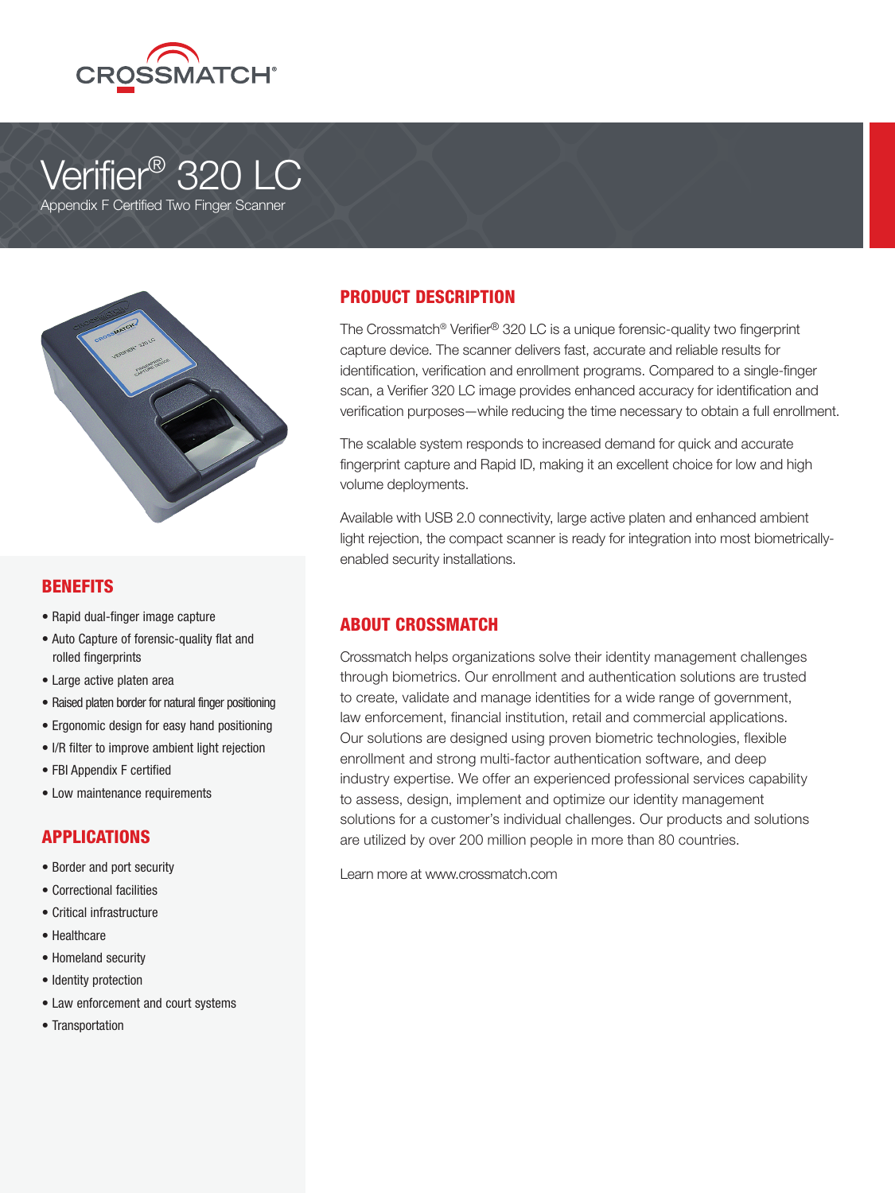CROSSMATCH®

# Verifier® 320 LC

Appendix F Certified Two Finger Scanner

## PRODUCT DESCRIPTION

The Crossmatch® Verifier® 320 LC is a unique forensic-quality two fingerprint capture device. The scanner delivers fast, accurate and reliable results for identification, verification and enrollment programs. Compared to a single-finger scan, a Verifier 320 LC image provides enhanced accuracy for identification and verification purposes—while reducing the time necessary to obtain a full enrollment.

The scalable system responds to increased demand for quick and accurate fingerprint capture and Rapid ID, making it an excellent choice for low and high volume deployments.

Available with USB 2.0 connectivity, large active platen and enhanced ambient light rejection, the compact scanner is ready for integration into most biometrically-enabled security installations.

## ABOUT CROSSMATCH

Crossmatch helps organizations solve their identity management challenges through biometrics. Our enrollment and authentication solutions are trusted to create, validate and manage identities for a wide range of government, law enforcement, financial institution, retail and commercial applications. Our solutions are designed using proven biometric technologies, flexible enrollment and strong multi-factor authentication software, and deep industry expertise. We offer an experienced professional services capability to assess, design, implement and optimize our identity management solutions for a customer's individual challenges. Our products and solutions are utilized by over 200 million people in more than 80 countries.

Learn more at www.crossmatch.com

## BENEFITS

- Rapid dual-finger image capture
- Auto Capture of forensic-quality flat and rolled fingerprints
- Large active platen area
- Raised platen border for natural finger positioning
- Ergonomic design for easy hand positioning
- I/R filter to improve ambient light rejection
- FBI Appendix F certified
- Low maintenance requirements

## APPLICATIONS

- Border and port security
- Correctional facilities
- Critical infrastructure
- Healthcare
- Homeland security
- Identity protection
- Law enforcement and court systems
- Transportation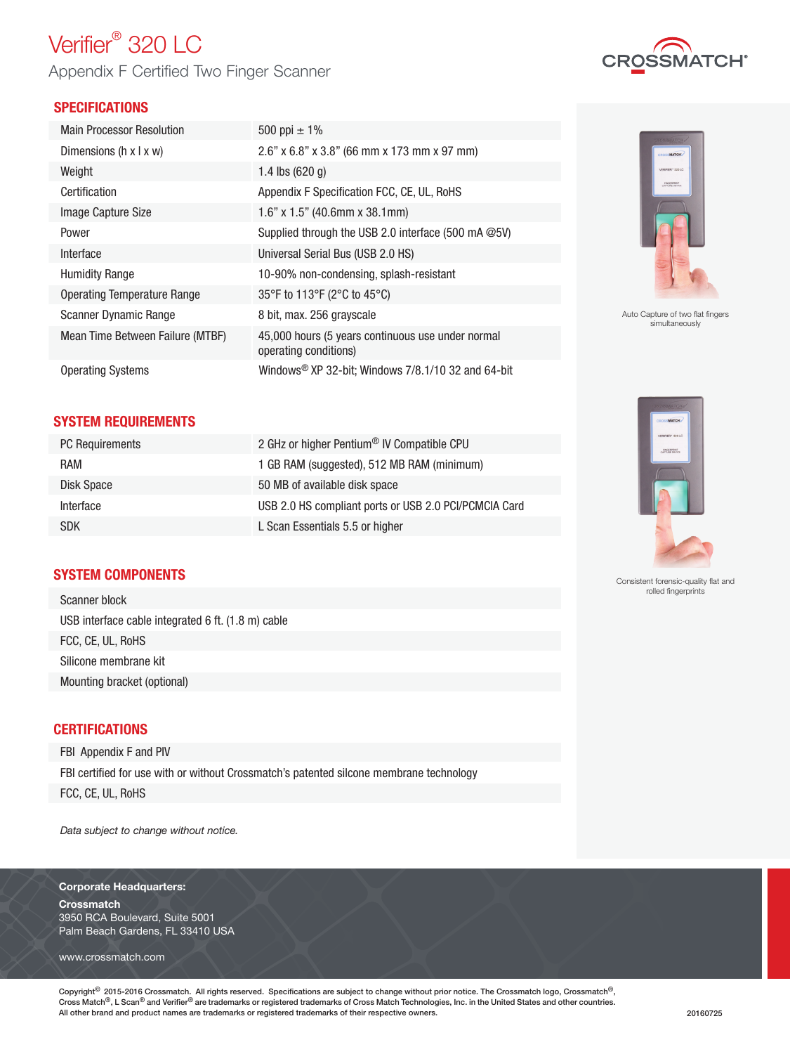# Verifier® 320 LC

Appendix F Certified Two Finger Scanner

## SPECIFICATIONS

| | |
|---|---|
| Main Processor Resolution | 500 ppi ± 1% |
| Dimensions (h x l x w) | 2.6" x 6.8" x 3.8" (66 mm x 173 mm x 97 mm) |
| Weight | 1.4 lbs (620 g) |
| Certification | Appendix F Specification FCC, CE, UL, RoHS |
| Image Capture Size | 1.6" x 1.5" (40.6mm x 38.1mm) |
| Power | Supplied through the USB 2.0 interface (500 mA @5V) |
| Interface | Universal Serial Bus (USB 2.0 HS) |
| Humidity Range | 10-90% non-condensing, splash-resistant |
| Operating Temperature Range | 35°F to 113°F (2°C to 45°C) |
| Scanner Dynamic Range | 8 bit, max. 256 grayscale |
| Mean Time Between Failure (MTBF) | 45,000 hours (5 years continuous use under normal operating conditions) |
| Operating Systems | Windows® XP 32-bit; Windows 7/8.1/10 32 and 64-bit |

## SYSTEM REQUIREMENTS

| | |
|---|---|
| PC Requirements | 2 GHz or higher Pentium® IV Compatible CPU |
| RAM | 1 GB RAM (suggested), 512 MB RAM (minimum) |
| Disk Space | 50 MB of available disk space |
| Interface | USB 2.0 HS compliant ports or USB 2.0 PCI/PCMCIA Card |
| SDK | L Scan Essentials 5.5 or higher |

## SYSTEM COMPONENTS

- Scanner block
- USB interface cable integrated 6 ft. (1.8 m) cable
- FCC, CE, UL, RoHS
- Silicone membrane kit
- Mounting bracket (optional)

## CERTIFICATIONS

- FBI Appendix F and PIV
- FBI certified for use with or without Crossmatch's patented silcone membrane technology
- FCC, CE, UL, RoHS

*Data subject to change without notice.*

Auto Capture of two flat fingers simultaneously

Consistent forensic-quality flat and rolled fingerprints

**Corporate Headquarters:**

**Crossmatch**
3950 RCA Boulevard, Suite 5001
Palm Beach Gardens, FL 33410 USA

www.crossmatch.com

Copyright© 2015-2016 Crossmatch. All rights reserved. Specifications are subject to change without prior notice. The Crossmatch logo, Crossmatch®, Cross Match®, L Scan® and Verifier® are trademarks or registered trademarks of Cross Match Technologies, Inc. in the United States and other countries. All other brand and product names are trademarks or registered trademarks of their respective owners.

20160725